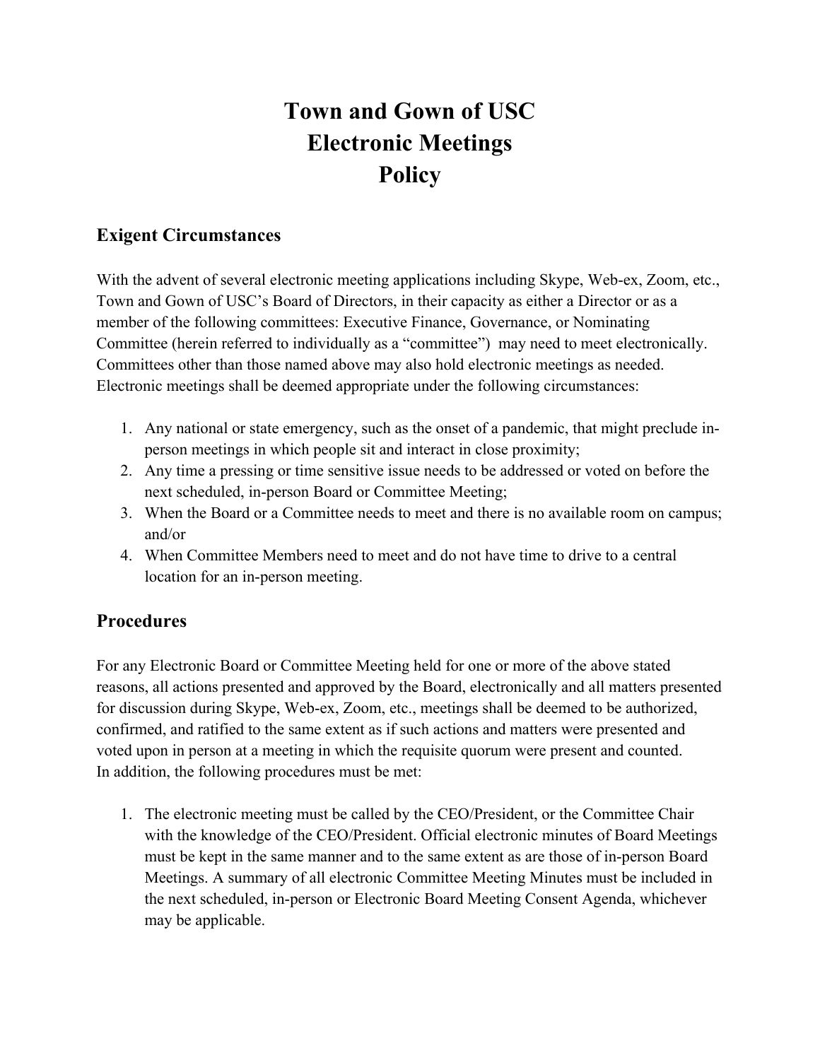# Town and Gown of USC
# Electronic Meetings
# Policy

## Exigent Circumstances

With the advent of several electronic meeting applications including Skype, Web-ex, Zoom, etc., Town and Gown of USC's Board of Directors, in their capacity as either a Director or as a member of the following committees: Executive Finance, Governance, or Nominating Committee (herein referred to individually as a "committee") may need to meet electronically. Committees other than those named above may also hold electronic meetings as needed. Electronic meetings shall be deemed appropriate under the following circumstances:

1. Any national or state emergency, such as the onset of a pandemic, that might preclude in-person meetings in which people sit and interact in close proximity;
2. Any time a pressing or time sensitive issue needs to be addressed or voted on before the next scheduled, in-person Board or Committee Meeting;
3. When the Board or a Committee needs to meet and there is no available room on campus; and/or
4. When Committee Members need to meet and do not have time to drive to a central location for an in-person meeting.

## Procedures

For any Electronic Board or Committee Meeting held for one or more of the above stated reasons, all actions presented and approved by the Board, electronically and all matters presented for discussion during Skype, Web-ex, Zoom, etc., meetings shall be deemed to be authorized, confirmed, and ratified to the same extent as if such actions and matters were presented and voted upon in person at a meeting in which the requisite quorum were present and counted. In addition, the following procedures must be met:

1. The electronic meeting must be called by the CEO/President, or the Committee Chair with the knowledge of the CEO/President. Official electronic minutes of Board Meetings must be kept in the same manner and to the same extent as are those of in-person Board Meetings. A summary of all electronic Committee Meeting Minutes must be included in the next scheduled, in-person or Electronic Board Meeting Consent Agenda, whichever may be applicable.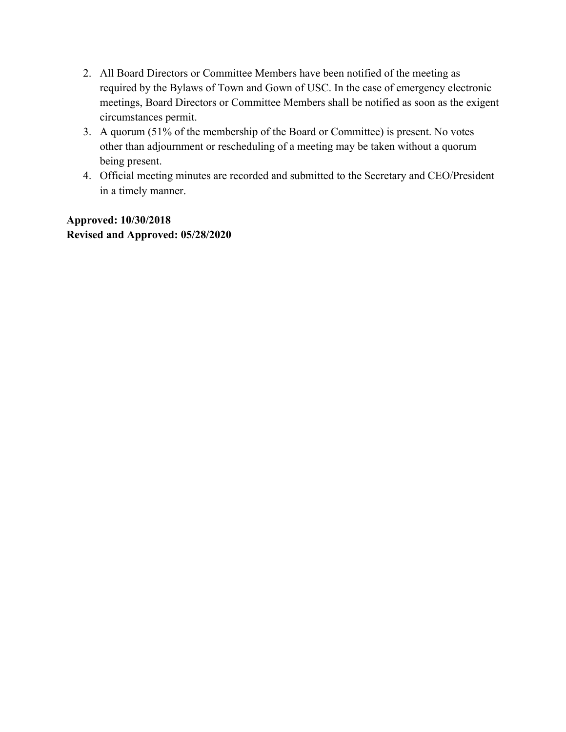2. All Board Directors or Committee Members have been notified of the meeting as required by the Bylaws of Town and Gown of USC. In the case of emergency electronic meetings, Board Directors or Committee Members shall be notified as soon as the exigent circumstances permit.
3. A quorum (51% of the membership of the Board or Committee) is present. No votes other than adjournment or rescheduling of a meeting may be taken without a quorum being present.
4. Official meeting minutes are recorded and submitted to the Secretary and CEO/President in a timely manner.

**Approved: 10/30/2018**
**Revised and Approved: 05/28/2020**